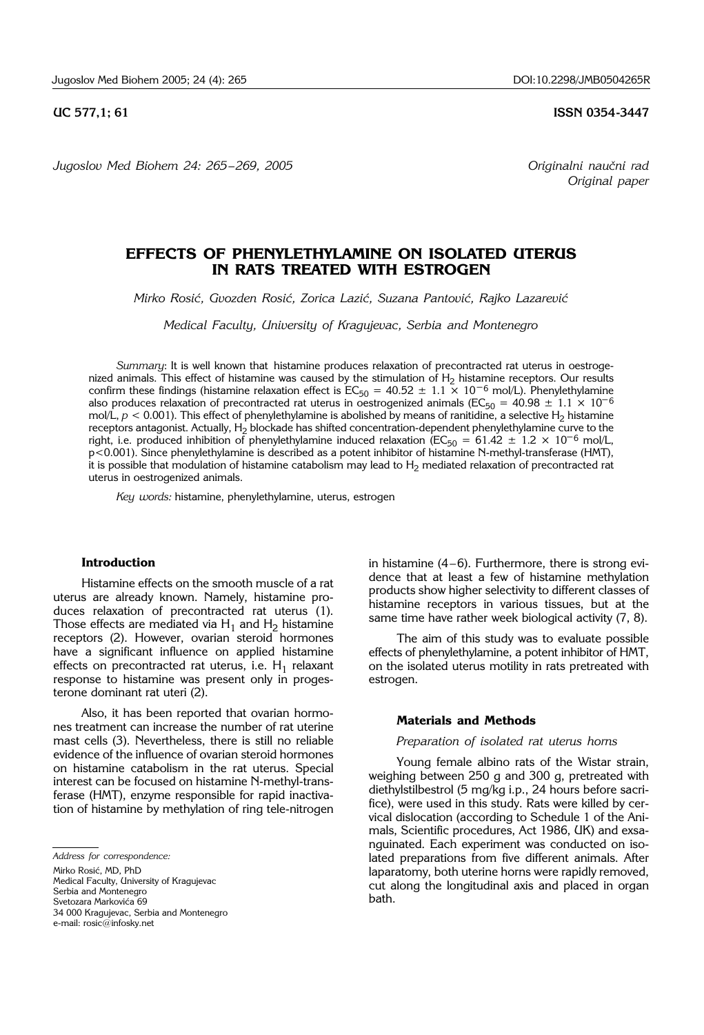UC 577,1; 61

ISSN 0354-3447

*Originalni naučni rad*
*Original paper*

# EFFECTS OF PHENYLETHYLAMINE ON ISOLATED UTERUS IN RATS TREATED WITH ESTROGEN

*Mirko Rosić, Gvozden Rosić, Zorica Lazić, Suzana Pantović, Rajko Lazarević*

*Medical Faculty, University of Kragujevac, Serbia and Montenegro*

*Summary*: It is well known that histamine produces relaxation of precontracted rat uterus in oestrogenized animals. This effect of histamine was caused by the stimulation of $H_2$ histamine receptors. Our results confirm these findings (histamine relaxation effect is $EC_{50} = 40.52 \pm 1.1 \times 10^{-6}$ mol/L). Phenylethylamine also produces relaxation of precontracted rat uterus in oestrogenized animals ($EC_{50} = 40.98 \pm 1.1 \times 10^{-6}$ mol/L, $p < 0.001$). This effect of phenylethylamine is abolished by means of ranitidine, a selective $H_2$ histamine receptors antagonist. Actually, $H_2$ blockade has shifted concentration-dependent phenylethylamine curve to the right, i.e. produced inhibition of phenylethylamine induced relaxation ($EC_{50} = 61.42 \pm 1.2 \times 10^{-6}$ mol/L, $p<0.001$). Since phenylethylamine is described as a potent inhibitor of histamine N-methyl-transferase (HMT), it is possible that modulation of histamine catabolism may lead to $H_2$ mediated relaxation of precontracted rat uterus in oestrogenized animals.

*Key words:* histamine, phenylethylamine, uterus, estrogen

## Introduction

Histamine effects on the smooth muscle of a rat uterus are already known. Namely, histamine produces relaxation of precontracted rat uterus (1). Those effects are mediated via $H_1$ and $H_2$ histamine receptors (2). However, ovarian steroid hormones have a significant influence on applied histamine effects on precontracted rat uterus, i.e. $H_1$ relaxant response to histamine was present only in progesterone dominant rat uteri (2).

Also, it has been reported that ovarian hormones treatment can increase the number of rat uterine mast cells (3). Nevertheless, there is still no reliable evidence of the influence of ovarian steroid hormones on histamine catabolism in the rat uterus. Special interest can be focused on histamine N-methyl-transferase (HMT), enzyme responsible for rapid inactivation of histamine by methylation of ring tele-nitrogen in histamine (4–6). Furthermore, there is strong evidence that at least a few of histamine methylation products show higher selectivity to different classes of histamine receptors in various tissues, but at the same time have rather week biological activity (7, 8).

The aim of this study was to evaluate possible effects of phenylethylamine, a potent inhibitor of HMT, on the isolated uterus motility in rats pretreated with estrogen.

## Materials and Methods

*Preparation of isolated rat uterus horns*

Young female albino rats of the Wistar strain, weighing between 250 g and 300 g, pretreated with diethylstilbestrol (5 mg/kg i.p., 24 hours before sacrifice), were used in this study. Rats were killed by cervical dislocation (according to Schedule 1 of the Animals, Scientific procedures, Act 1986, UK) and exsanguinated. Each experiment was conducted on isolated preparations from five different animals. After laparatomy, both uterine horns were rapidly removed, cut along the longitudinal axis and placed in organ bath.

*Address for correspondence:*

Mirko Rosić, MD, PhD
Medical Faculty, University of Kragujevac
Serbia and Montenegro
Svetozara Markovića 69
34 000 Kragujevac, Serbia and Montenegro
e-mail: rosic@infosky.net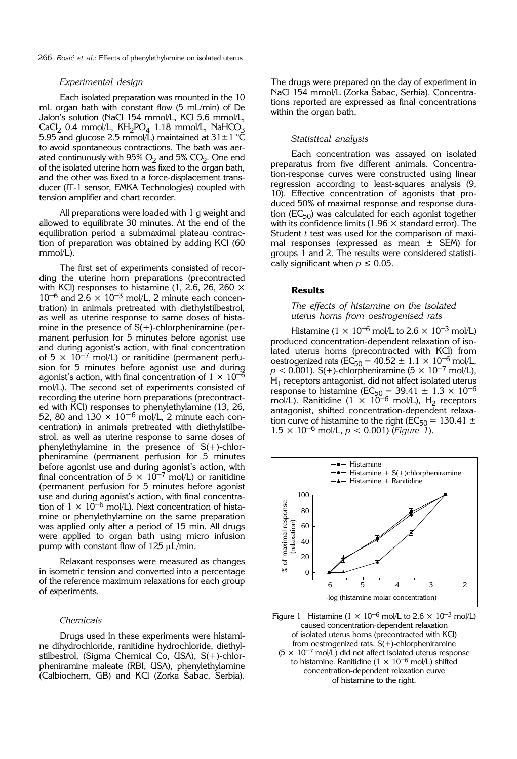### *Experimental design*

Each isolated preparation was mounted in the 10 mL organ bath with constant flow (5 mL/min) of De Jalon's solution (NaCl 154 mmol/L, KCl 5.6 mmol/L, $CaCl_2$ 0.4 mmol/L, $KH_2PO_4$ 1.18 mmol/L, $NaHCO_3$ 5.95 and glucose 2.5 mmol/L) maintained at $31 \pm 1$ °C to avoid spontaneous contractions. The bath was aerated continuously with 95% $O_2$ and 5% $CO_2$. One end of the isolated uterine horn was fixed to the organ bath, and the other was fixed to a force-displacement transducer (IT-1 sensor, EMKA Technologies) coupled with tension amplifier and chart recorder.

All preparations were loaded with 1 g weight and allowed to equilibrate 30 minutes. At the end of the equilibration period a submaximal plateau contraction of preparation was obtained by adding KCl (60 mmol/L).

The first set of experiments consisted of recording the uterine horn preparations (precontracted with KCl) responses to histamine (1, 2.6, 26, 260 $\times 10^{-6}$ and $2.6 \times 10^{-3}$ mol/L, 2 minute each concentration) in animals pretreated with diethylstilbestrol, as well as uterine response to same doses of histamine in the presence of S(+)-chlorpheniramine (permanent perfusion for 5 minutes before agonist use and during agonist's action, with final concentration of $5 \times 10^{-7}$ mol/L) or ranitidine (permanent perfusion for 5 minutes before agonist use and during agonist's action, with final concentration of $1 \times 10^{-6}$ mol/L). The second set of experiments consisted of recording the uterine horn preparations (precontracted with KCl) responses to phenylethylamine (13, 26, 52, 80 and 130 $\times 10^{-6}$ mol/L, 2 minute each concentration) in animals pretreated with diethylstilbestrol, as well as uterine response to same doses of phenylethylamine in the presence of S(+)-chlorpheniramine (permanent perfusion for 5 minutes before agonist use and during agonist's action, with final concentration of $5 \times 10^{-7}$ mol/L) or ranitidine (permanent perfusion for 5 minutes before agonist use and during agonist's action, with final concentration of $1 \times 10^{-6}$ mol/L). Next concentration of histamine or phenylethylamine on the same preparation was applied only after a period of 15 min. All drugs were applied to organ bath using micro infusion pump with constant flow of 125 μL/min.

Relaxant responses were measured as changes in isometric tension and converted into a percentage of the reference maximum relaxations for each group of experiments.

### *Chemicals*

Drugs used in these experiments were histamine dihydrochloride, ranitidine hydrochloride, diethylstilbestrol, (Sigma Chemical Co, USA), S(+)-chlorpheniramine maleate (RBI, USA), phenylethylamine (Calbiochem, GB) and KCl (Zorka Šabac, Serbia). The drugs were prepared on the day of experiment in NaCl 154 mmol/L (Zorka Šabac, Serbia). Concentrations reported are expressed as final concentrations within the organ bath.

### *Statistical analysis*

Each concentration was assayed on isolated preparatus from five different animals. Concentration-response curves were constructed using linear regression according to least-squares analysis (9, 10). Effective concentration of agonists that produced 50% of maximal response and response duration ($EC_{50}$) was calculated for each agonist together with its confidence limits (1.96 × standard error). The Student *t* test was used for the comparison of maximal responses (expressed as mean ± SEM) for groups 1 and 2. The results were considered statistically significant when $p \leq 0.05$.

## **Results**

### *The effects of histamine on the isolated uterus horns from oestrogenised rats*

Histamine ($1 \times 10^{-6}$ mol/L to $2.6 \times 10^{-3}$ mol/L) produced concentration-dependent relaxation of isolated uterus horns (precontracted with KCl) from oestrogenized rats ($EC_{50} = 40.52 \pm 1.1 \times 10^{-6}$ mol/L, $p < 0.001$). S(+)-chlorpheniramine ($5 \times 10^{-7}$ mol/L), $H_1$ receptors antagonist, did not affect isolated uterus response to histamine ($EC_{50} = 39.41 \pm 1.3 \times 10^{-6}$ mol/L). Ranitidine ($1 \times 10^{-6}$ mol/L), $H_2$ receptors antagonist, shifted concentration-dependent relaxation curve of histamine to the right ($EC_{50} = 130.41 \pm 1.5 \times 10^{-6}$ mol/L, $p < 0.001$) (*Figure 1*).

Figure 1 Histamine ($1 \times 10^{-6}$ mol/L to $2.6 \times 10^{-3}$ mol/L) caused concentration-dependent relaxation of isolated uterus horns (precontracted with KCl) from oestrogenized rats. S(+)-chlorpheniramine ($5 \times 10^{-7}$ mol/L) did not affect isolated uterus response to histamine. Ranitidine ($1 \times 10^{-6}$ mol/L) shifted concentration-dependent relaxation curve of histamine to the right.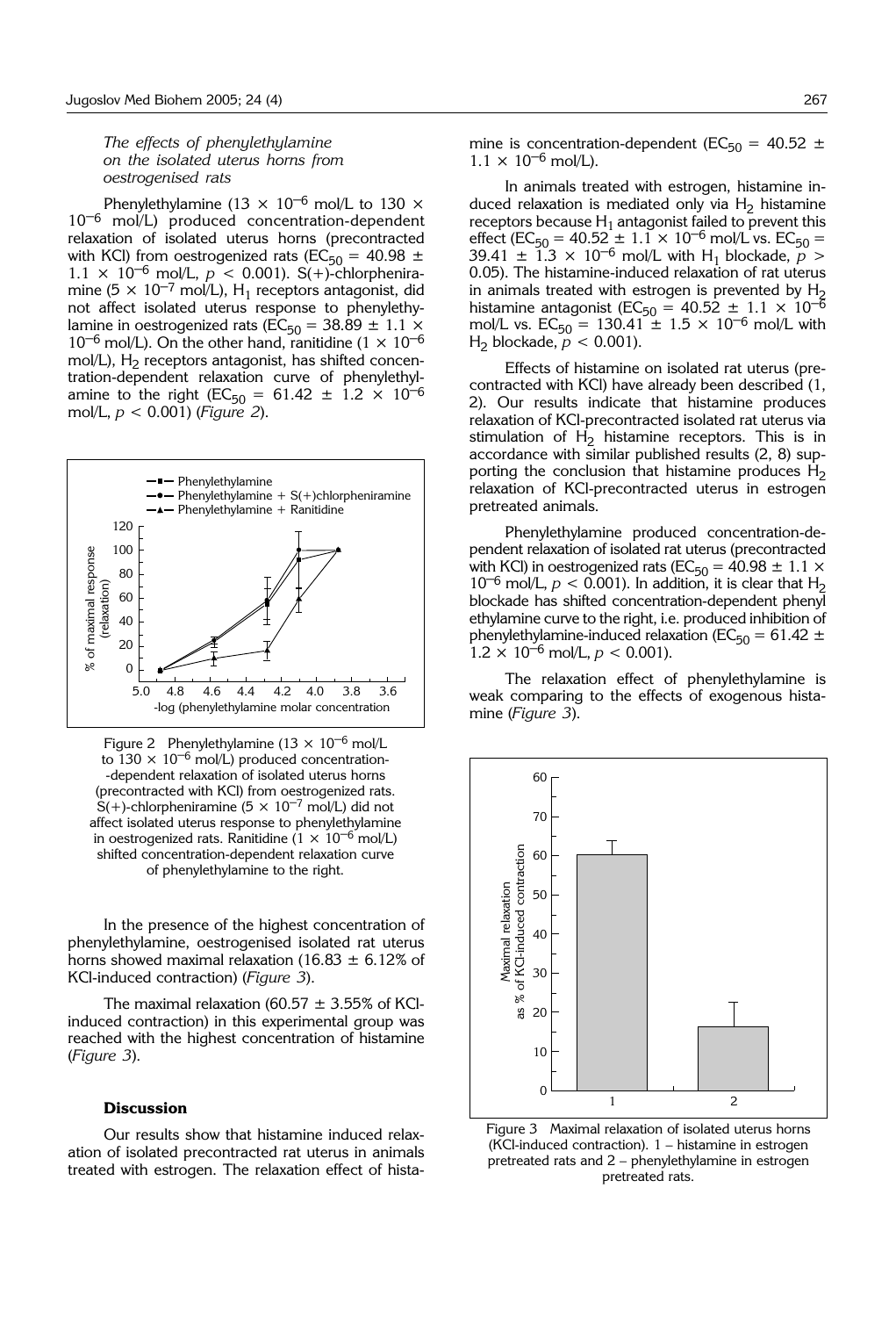*The effects of phenylethylamine on the isolated uterus horns from oestrogenised rats*

Phenylethylamine ($13 \times 10^{-6}$ mol/L to $130 \times 10^{-6}$ mol/L) produced concentration-dependent relaxation of isolated uterus horns (precontracted with KCl) from oestrogenized rats ($EC_{50} = 40.98 \pm 1.1 \times 10^{-6}$ mol/L, $p < 0.001$). S(+)-chlorpheniramine ($5 \times 10^{-7}$ mol/L), $H_1$ receptors antagonist, did not affect isolated uterus response to phenylethylamine in oestrogenized rats ($EC_{50} = 38.89 \pm 1.1 \times 10^{-6}$ mol/L). On the other hand, ranitidine ($1 \times 10^{-6}$ mol/L), $H_2$ receptors antagonist, has shifted concentration-dependent relaxation curve of phenylethylamine to the right ($EC_{50} = 61.42 \pm 1.2 \times 10^{-6}$ mol/L, $p < 0.001$) (*Figure 2*).

Figure 2 Phenylethylamine ($13 \times 10^{-6}$ mol/L to $130 \times 10^{-6}$ mol/L) produced concentration-dependent relaxation of isolated uterus horns (precontracted with KCl) from oestrogenized rats. S(+)-chlorpheniramine ($5 \times 10^{-7}$ mol/L) did not affect isolated uterus response to phenylethylamine in oestrogenized rats. Ranitidine ($1 \times 10^{-6}$ mol/L) shifted concentration-dependent relaxation curve of phenylethylamine to the right.

In the presence of the highest concentration of phenylethylamine, oestrogenised isolated rat uterus horns showed maximal relaxation (16.83 ± 6.12% of KCl-induced contraction) (*Figure 3*).

The maximal relaxation (60.57 ± 3.55% of KCl-induced contraction) in this experimental group was reached with the highest concentration of histamine (*Figure 3*).

## Discussion

Our results show that histamine induced relaxation of isolated precontracted rat uterus in animals treated with estrogen. The relaxation effect of histamine is concentration-dependent ($EC_{50} = 40.52 \pm 1.1 \times 10^{-6}$ mol/L).

In animals treated with estrogen, histamine induced relaxation is mediated only via $H_2$ histamine receptors because $H_1$ antagonist failed to prevent this effect ($EC_{50} = 40.52 \pm 1.1 \times 10^{-6}$ mol/L vs. $EC_{50} = 39.41 \pm 1.3 \times 10^{-6}$ mol/L with $H_1$ blockade, $p > 0.05$). The histamine-induced relaxation of rat uterus in animals treated with estrogen is prevented by $H_2$ histamine antagonist ($EC_{50} = 40.52 \pm 1.1 \times 10^{-6}$ mol/L vs. $EC_{50} = 130.41 \pm 1.5 \times 10^{-6}$ mol/L with $H_2$ blockade, $p < 0.001$).

Effects of histamine on isolated rat uterus (precontracted with KCl) have already been described (1, 2). Our results indicate that histamine produces relaxation of KCl-precontracted isolated rat uterus via stimulation of $H_2$ histamine receptors. This is in accordance with similar published results (2, 8) supporting the conclusion that histamine produces $H_2$ relaxation of KCl-precontracted uterus in estrogen pretreated animals.

Phenylethylamine produced concentration-dependent relaxation of isolated rat uterus (precontracted with KCl) in oestrogenized rats ($EC_{50} = 40.98 \pm 1.1 \times 10^{-6}$ mol/L, $p < 0.001$). In addition, it is clear that $H_2$ blockade has shifted concentration-dependent phenyl ethylamine curve to the right, i.e. produced inhibition of phenylethylamine-induced relaxation ($EC_{50} = 61.42 \pm 1.2 \times 10^{-6}$ mol/L, $p < 0.001$).

The relaxation effect of phenylethylamine is weak comparing to the effects of exogenous histamine (*Figure 3*).

Figure 3 Maximal relaxation of isolated uterus horns (KCl-induced contraction). 1 – histamine in estrogen pretreated rats and 2 – phenylethylamine in estrogen pretreated rats.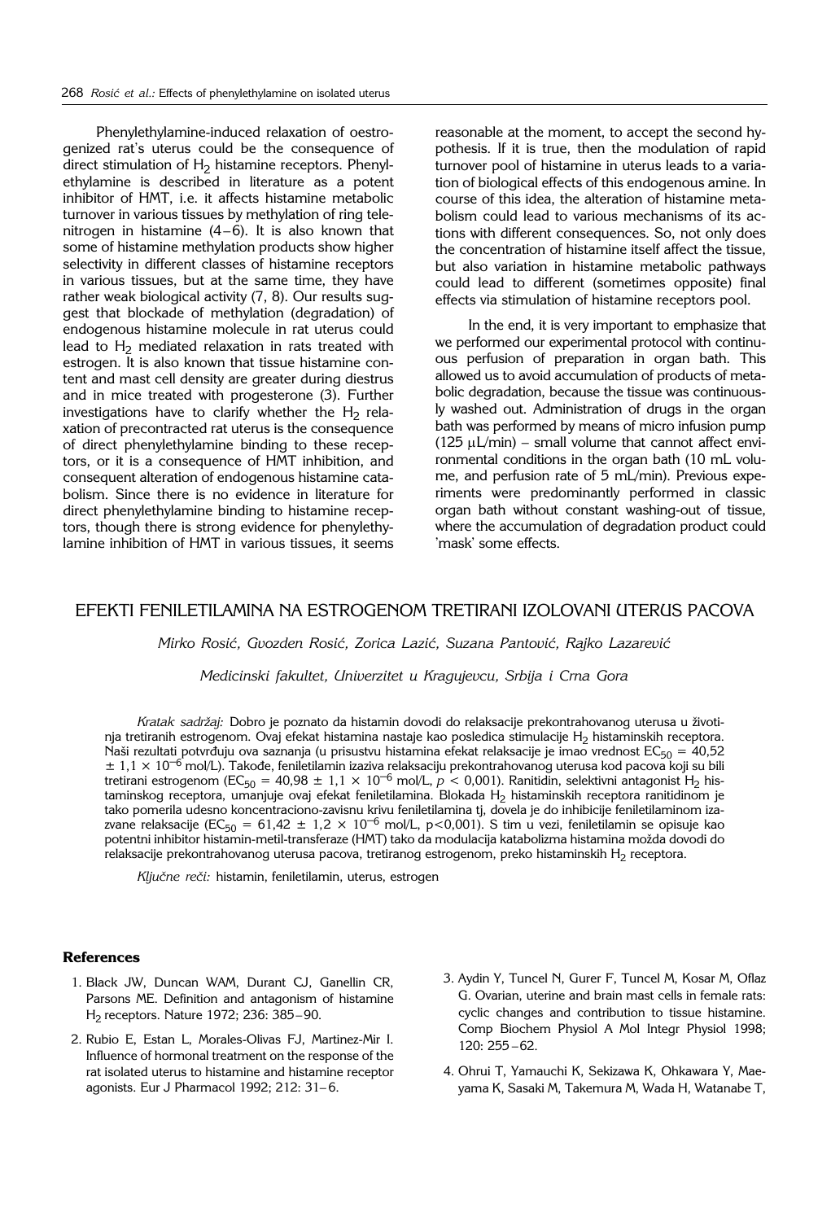Phenylethylamine-induced relaxation of oestrogenized rat's uterus could be the consequence of direct stimulation of $H_2$ histamine receptors. Phenylethylamine is described in literature as a potent inhibitor of HMT, i.e. it affects histamine metabolic turnover in various tissues by methylation of ring tele-nitrogen in histamine (4–6). It is also known that some of histamine methylation products show higher selectivity in different classes of histamine receptors in various tissues, but at the same time, they have rather weak biological activity (7, 8). Our results suggest that blockade of methylation (degradation) of endogenous histamine molecule in rat uterus could lead to $H_2$ mediated relaxation in rats treated with estrogen. It is also known that tissue histamine content and mast cell density are greater during diestrus and in mice treated with progesterone (3). Further investigations have to clarify whether the $H_2$ relaxation of precontracted rat uterus is the consequence of direct phenylethylamine binding to these receptors, or it is a consequence of HMT inhibition, and consequent alteration of endogenous histamine catabolism. Since there is no evidence in literature for direct phenylethylamine binding to histamine receptors, though there is strong evidence for phenylethylamine inhibition of HMT in various tissues, it seems reasonable at the moment, to accept the second hypothesis. If it is true, then the modulation of rapid turnover pool of histamine in uterus leads to a variation of biological effects of this endogenous amine. In course of this idea, the alteration of histamine metabolism could lead to various mechanisms of its actions with different consequences. So, not only does the concentration of histamine itself affect the tissue, but also variation in histamine metabolic pathways could lead to different (sometimes opposite) final effects via stimulation of histamine receptors pool.

In the end, it is very important to emphasize that we performed our experimental protocol with continuous perfusion of preparation in organ bath. This allowed us to avoid accumulation of products of metabolic degradation, because the tissue was continuously washed out. Administration of drugs in the organ bath was performed by means of micro infusion pump (125 μL/min) – small volume that cannot affect environmental conditions in the organ bath (10 mL volume, and perfusion rate of 5 mL/min). Previous experiments were predominantly performed in classic organ bath without constant washing-out of tissue, where the accumulation of degradation product could 'mask' some effects.

## EFEKTI FENILETILAMINA NA ESTROGENOM TRETIRANI IZOLOVANI UTERUS PACOVA

*Mirko Rosić, Gvozden Rosić, Zorica Lazić, Suzana Pantović, Rajko Lazarević*

*Medicinski fakultet, Univerzitet u Kragujevcu, Srbija i Crna Gora*

*Kratak sadržaj:* Dobro je poznato da histamin dovodi do relaksacije prekontrahovanog uterusa u životinja tretiranih estrogenom. Ovaj efekat histamina nastaje kao posledica stimulacije $H_2$ histaminskih receptora. Naši rezultati potvrđuju ova saznanja (u prisustvu histamina efekat relaksacije je imao vrednost $EC_{50} = 40{,}52 \pm 1{,}1 \times 10^{-6}$ mol/L). Takođe, feniletilamin izaziva relaksaciju prekontrahovanog uterusa kod pacova koji su bili tretirani estrogenom ($EC_{50} = 40{,}98 \pm 1{,}1 \times 10^{-6}$ mol/L, $p < 0{,}001$). Ranitidin, selektivni antagonist $H_2$ histaminskog receptora, umanjuje ovaj efekat feniletilamina. Blokada $H_2$ histaminskih receptora ranitidinom je tako pomerila udesno koncentraciono-zavisnu krivu feniletilamina tj, dovela je do inhibicije feniletilaminom izazvane relaksacije ($EC_{50} = 61{,}42 \pm 1{,}2 \times 10^{-6}$ mol/L, $p<0{,}001$). S tim u vezi, feniletilamin se opisuje kao potentni inhibitor histamin-metil-transferaze (HMT) tako da modulacija katabolizma histamina možda dovodi do relaksacije prekontrahovanog uterusa pacova, tretiranog estrogenom, preko histaminskih $H_2$ receptora.

*Ključne reči:* histamin, feniletilamin, uterus, estrogen

### References

1. Black JW, Duncan WAM, Durant CJ, Ganellin CR, Parsons ME. Definition and antagonism of histamine $H_2$ receptors. Nature 1972; 236: 385–90.
2. Rubio E, Estan L, Morales-Olivas FJ, Martinez-Mir I. Influence of hormonal treatment on the response of the rat isolated uterus to histamine and histamine receptor agonists. Eur J Pharmacol 1992; 212: 31–6.
3. Aydin Y, Tuncel N, Gurer F, Tuncel M, Kosar M, Oflaz G. Ovarian, uterine and brain mast cells in female rats: cyclic changes and contribution to tissue histamine. Comp Biochem Physiol A Mol Integr Physiol 1998; 120: 255–62.
4. Ohrui T, Yamauchi K, Sekizawa K, Ohkawara Y, Maeyama K, Sasaki M, Takemura M, Wada H, Watanabe T,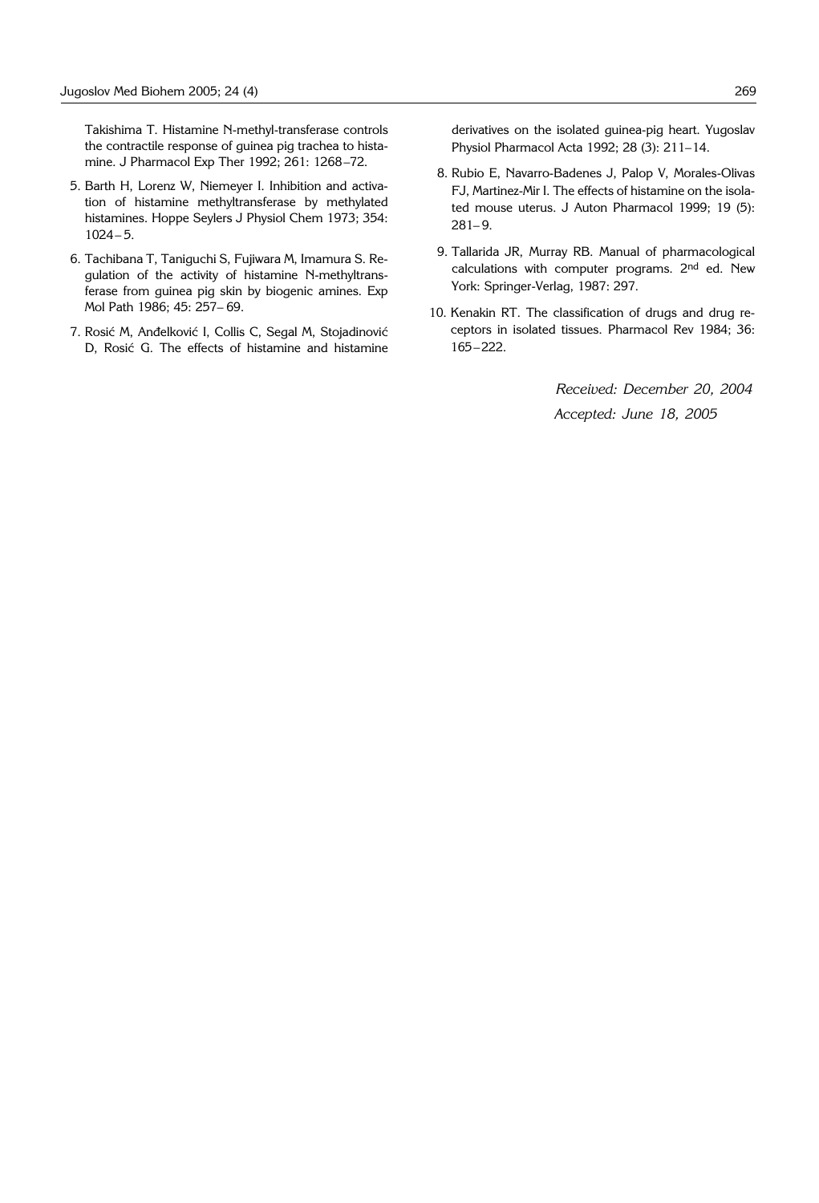Takishima T. Histamine N-methyl-transferase controls the contractile response of guinea pig trachea to histamine. J Pharmacol Exp Ther 1992; 261: 1268–72.

5. Barth H, Lorenz W, Niemeyer I. Inhibition and activation of histamine methyltransferase by methylated histamines. Hoppe Seylers J Physiol Chem 1973; 354: 1024–5.

6. Tachibana T, Taniguchi S, Fujiwara M, Imamura S. Regulation of the activity of histamine N-methyltransferase from guinea pig skin by biogenic amines. Exp Mol Path 1986; 45: 257–69.

7. Rosić M, Anđelković I, Collis C, Segal M, Stojadinović D, Rosić G. The effects of histamine and histamine derivatives on the isolated guinea-pig heart. Yugoslav Physiol Pharmacol Acta 1992; 28 (3): 211–14.

8. Rubio E, Navarro-Badenes J, Palop V, Morales-Olivas FJ, Martinez-Mir I. The effects of histamine on the isolated mouse uterus. J Auton Pharmacol 1999; 19 (5): 281–9.

9. Tallarida JR, Murray RB. Manual of pharmacological calculations with computer programs. 2nd ed. New York: Springer-Verlag, 1987: 297.

10. Kenakin RT. The classification of drugs and drug receptors in isolated tissues. Pharmacol Rev 1984; 36: 165–222.

*Received: December 20, 2004*

*Accepted: June 18, 2005*